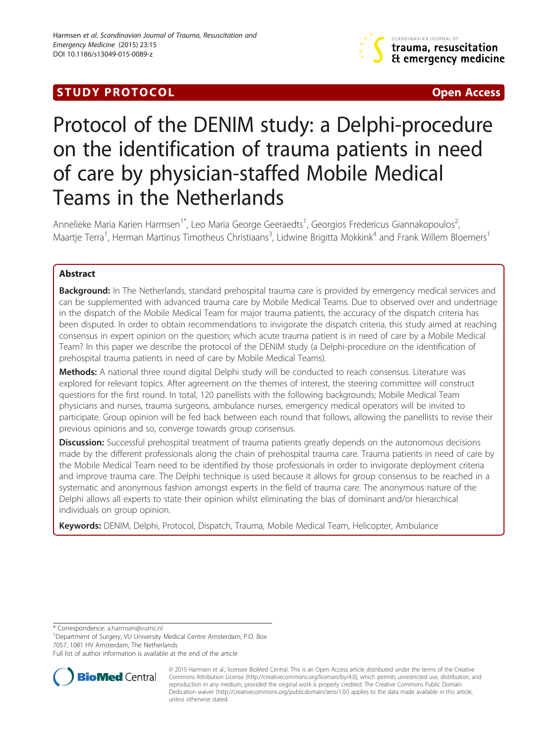STUDY PROTOCOL Open Access

# Protocol of the DENIM study: a Delphi-procedure on the identification of trauma patients in need of care by physician-staffed Mobile Medical Teams in the Netherlands

Annelieke Maria Karien Harmsen[1*], Leo Maria George Geeraedts[1], Georgios Fredericus Giannakopoulos[2], Maartje Terra[1], Herman Martinus Timotheus Christiaans[3], Lidwine Brigitta Mokkink[4] and Frank Willem Bloemers[1]

## Abstract

**Background:** In The Netherlands, standard prehospital trauma care is provided by emergency medical services and can be supplemented with advanced trauma care by Mobile Medical Teams. Due to observed over and undertriage in the dispatch of the Mobile Medical Team for major trauma patients, the accuracy of the dispatch criteria has been disputed. In order to obtain recommendations to invigorate the dispatch criteria, this study aimed at reaching consensus in expert opinion on the question; which acute trauma patient is in need of care by a Mobile Medical Team? In this paper we describe the protocol of the DENIM study (a Delphi-procedure on the identification of prehospital trauma patients in need of care by Mobile Medical Teams).

**Methods:** A national three round digital Delphi study will be conducted to reach consensus. Literature was explored for relevant topics. After agreement on the themes of interest, the steering committee will construct questions for the first round. In total, 120 panellists with the following backgrounds; Mobile Medical Team physicians and nurses, trauma surgeons, ambulance nurses, emergency medical operators will be invited to participate. Group opinion will be fed back between each round that follows, allowing the panellists to revise their previous opinions and so, converge towards group consensus.

**Discussion:** Successful prehospital treatment of trauma patients greatly depends on the autonomous decisions made by the different professionals along the chain of prehospital trauma care. Trauma patients in need of care by the Mobile Medical Team need to be identified by those professionals in order to invigorate deployment criteria and improve trauma care. The Delphi technique is used because it allows for group consensus to be reached in a systematic and anonymous fashion amongst experts in the field of trauma care. The anonymous nature of the Delphi allows all experts to state their opinion whilst eliminating the bias of dominant and/or hierarchical individuals on group opinion.

**Keywords:** DENIM, Delphi, Protocol, Dispatch, Trauma, Mobile Medical Team, Helicopter, Ambulance

* Correspondence: a.harmsen@vumc.nl

[1]Department of Surgery, VU University Medical Centre Amsterdam, P.O. Box 7057, 1081 HV Amsterdam, The Netherlands

Full list of author information is available at the end of the article

© 2015 Harmsen et al.; licensee BioMed Central. This is an Open Access article distributed under the terms of the Creative Commons Attribution License (http://creativecommons.org/licenses/by/4.0), which permits unrestricted use, distribution, and reproduction in any medium, provided the original work is properly credited. The Creative Commons Public Domain Dedication waiver (http://creativecommons.org/publicdomain/zero/1.0/) applies to the data made available in this article, unless otherwise stated.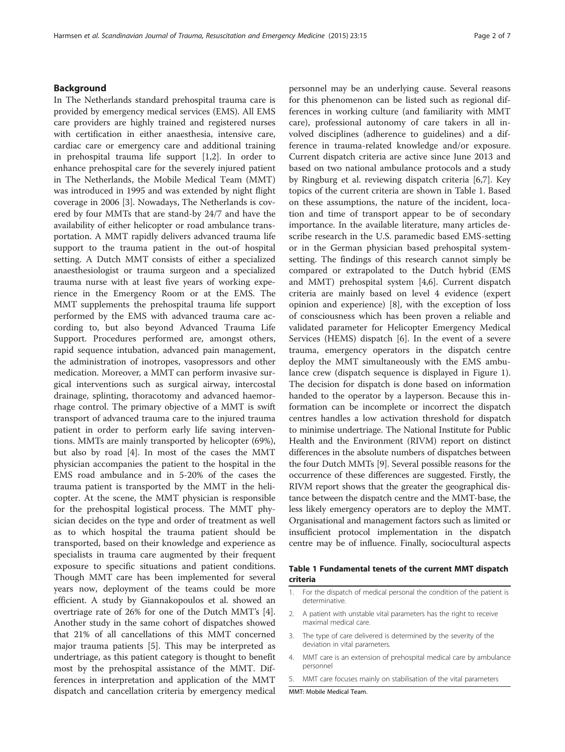## Background

In The Netherlands standard prehospital trauma care is provided by emergency medical services (EMS). All EMS care providers are highly trained and registered nurses with certification in either anaesthesia, intensive care, cardiac care or emergency care and additional training in prehospital trauma life support [1,2]. In order to enhance prehospital care for the severely injured patient in The Netherlands, the Mobile Medical Team (MMT) was introduced in 1995 and was extended by night flight coverage in 2006 [3]. Nowadays, The Netherlands is covered by four MMTs that are stand-by 24/7 and have the availability of either helicopter or road ambulance transportation. A MMT rapidly delivers advanced trauma life support to the trauma patient in the out-of hospital setting. A Dutch MMT consists of either a specialized anaesthesiologist or trauma surgeon and a specialized trauma nurse with at least five years of working experience in the Emergency Room or at the EMS. The MMT supplements the prehospital trauma life support performed by the EMS with advanced trauma care according to, but also beyond Advanced Trauma Life Support. Procedures performed are, amongst others, rapid sequence intubation, advanced pain management, the administration of inotropes, vasopressors and other medication. Moreover, a MMT can perform invasive surgical interventions such as surgical airway, intercostal drainage, splinting, thoracotomy and advanced haemorrhage control. The primary objective of a MMT is swift transport of advanced trauma care to the injured trauma patient in order to perform early life saving interventions. MMTs are mainly transported by helicopter (69%), but also by road [4]. In most of the cases the MMT physician accompanies the patient to the hospital in the EMS road ambulance and in 5-20% of the cases the trauma patient is transported by the MMT in the helicopter. At the scene, the MMT physician is responsible for the prehospital logistical process. The MMT physician decides on the type and order of treatment as well as to which hospital the trauma patient should be transported, based on their knowledge and experience as specialists in trauma care augmented by their frequent exposure to specific situations and patient conditions. Though MMT care has been implemented for several years now, deployment of the teams could be more efficient. A study by Giannakopoulos et al. showed an overtriage rate of 26% for one of the Dutch MMT's [4]. Another study in the same cohort of dispatches showed that 21% of all cancellations of this MMT concerned major trauma patients [5]. This may be interpreted as undertriage, as this patient category is thought to benefit most by the prehospital assistance of the MMT. Differences in interpretation and application of the MMT dispatch and cancellation criteria by emergency medical personnel may be an underlying cause. Several reasons for this phenomenon can be listed such as regional differences in working culture (and familiarity with MMT care), professional autonomy of care takers in all involved disciplines (adherence to guidelines) and a difference in trauma-related knowledge and/or exposure. Current dispatch criteria are active since June 2013 and based on two national ambulance protocols and a study by Ringburg et al. reviewing dispatch criteria [6,7]. Key topics of the current criteria are shown in Table 1. Based on these assumptions, the nature of the incident, location and time of transport appear to be of secondary importance. In the available literature, many articles describe research in the U.S. paramedic based EMS-setting or in the German physician based prehospital system-setting. The findings of this research cannot simply be compared or extrapolated to the Dutch hybrid (EMS and MMT) prehospital system [4,6]. Current dispatch criteria are mainly based on level 4 evidence (expert opinion and experience) [8], with the exception of loss of consciousness which has been proven a reliable and validated parameter for Helicopter Emergency Medical Services (HEMS) dispatch [6]. In the event of a severe trauma, emergency operators in the dispatch centre deploy the MMT simultaneously with the EMS ambulance crew (dispatch sequence is displayed in Figure 1). The decision for dispatch is done based on information handed to the operator by a layperson. Because this information can be incomplete or incorrect the dispatch centres handles a low activation threshold for dispatch to minimise undertriage. The National Institute for Public Health and the Environment (RIVM) report on distinct differences in the absolute numbers of dispatches between the four Dutch MMTs [9]. Several possible reasons for the occurrence of these differences are suggested. Firstly, the RIVM report shows that the greater the geographical distance between the dispatch centre and the MMT-base, the less likely emergency operators are to deploy the MMT. Organisational and management factors such as limited or insufficient protocol implementation in the dispatch centre may be of influence. Finally, sociocultural aspects

**Table 1 Fundamental tenets of the current MMT dispatch criteria**

| | |
|---|---|
| 1. | For the dispatch of medical personal the condition of the patient is determinative. |
| 2. | A patient with unstable vital parameters has the right to receive maximal medical care. |
| 3. | The type of care delivered is determined by the severity of the deviation in vital parameters. |
| 4. | MMT care is an extension of prehospital medical care by ambulance personnel |
| 5. | MMT care focuses mainly on stabilisation of the vital parameters |

MMT: Mobile Medical Team.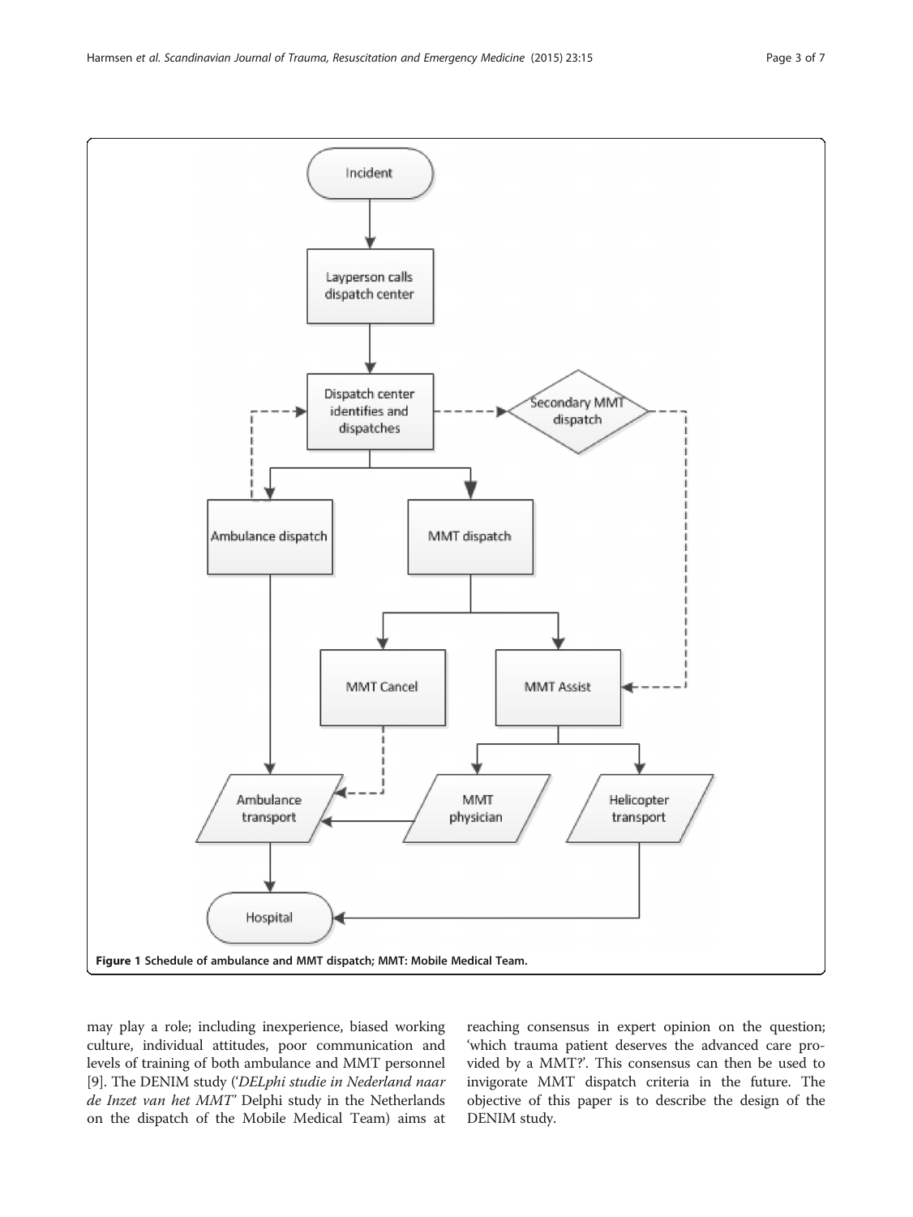Incident

Layperson calls dispatch center

Dispatch center identifies and dispatches

Secondary MMT dispatch

Ambulance dispatch

MMT dispatch

MMT Cancel

MMT Assist

Ambulance transport

MMT physician

Helicopter transport

Hospital

**Figure 1 Schedule of ambulance and MMT dispatch; MMT: Mobile Medical Team.**

may play a role; including inexperience, biased working culture, individual attitudes, poor communication and levels of training of both ambulance and MMT personnel [9]. The DENIM study (*'DELphi studie in Nederland naar de Inzet van het MMT'* Delphi study in the Netherlands on the dispatch of the Mobile Medical Team) aims at reaching consensus in expert opinion on the question; 'which trauma patient deserves the advanced care provided by a MMT?'. This consensus can then be used to invigorate MMT dispatch criteria in the future. The objective of this paper is to describe the design of the DENIM study.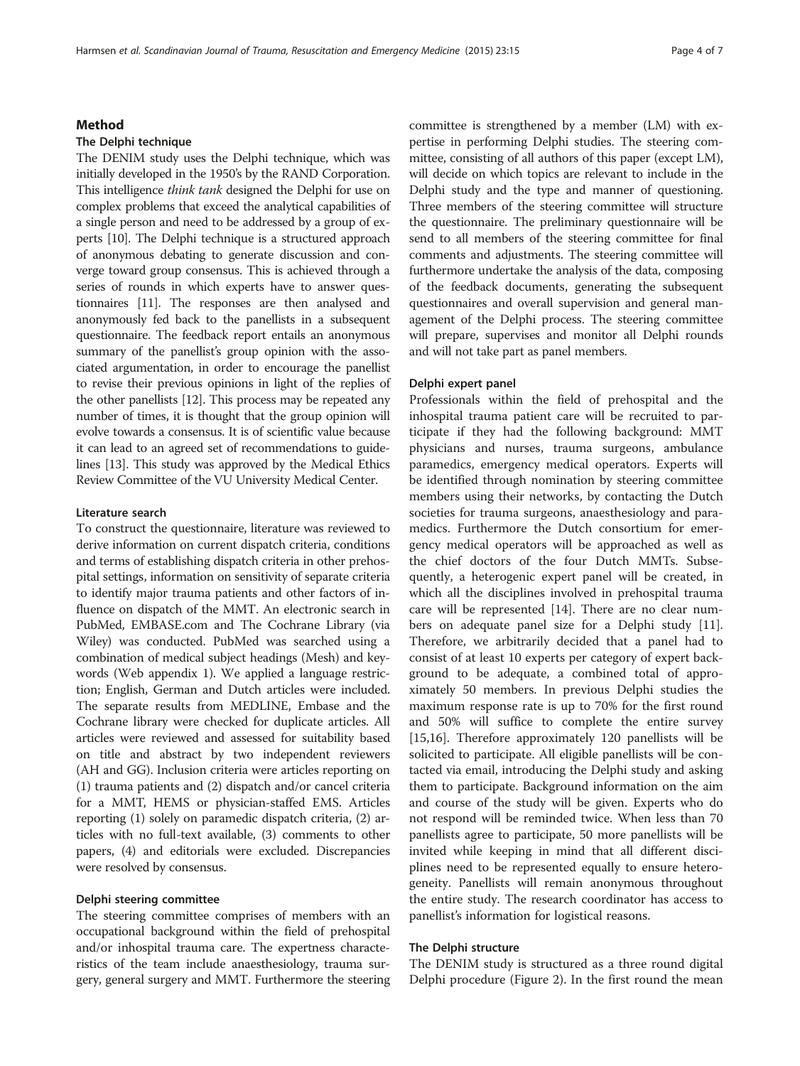## Method

### The Delphi technique

The DENIM study uses the Delphi technique, which was initially developed in the 1950's by the RAND Corporation. This intelligence *think tank* designed the Delphi for use on complex problems that exceed the analytical capabilities of a single person and need to be addressed by a group of experts [10]. The Delphi technique is a structured approach of anonymous debating to generate discussion and converge toward group consensus. This is achieved through a series of rounds in which experts have to answer questionnaires [11]. The responses are then analysed and anonymously fed back to the panellists in a subsequent questionnaire. The feedback report entails an anonymous summary of the panellist's group opinion with the associated argumentation, in order to encourage the panellist to revise their previous opinions in light of the replies of the other panellists [12]. This process may be repeated any number of times, it is thought that the group opinion will evolve towards a consensus. It is of scientific value because it can lead to an agreed set of recommendations to guidelines [13]. This study was approved by the Medical Ethics Review Committee of the VU University Medical Center.

#### Literature search

To construct the questionnaire, literature was reviewed to derive information on current dispatch criteria, conditions and terms of establishing dispatch criteria in other prehospital settings, information on sensitivity of separate criteria to identify major trauma patients and other factors of influence on dispatch of the MMT. An electronic search in PubMed, EMBASE.com and The Cochrane Library (via Wiley) was conducted. PubMed was searched using a combination of medical subject headings (Mesh) and keywords (Web appendix 1). We applied a language restriction; English, German and Dutch articles were included. The separate results from MEDLINE, Embase and the Cochrane library were checked for duplicate articles. All articles were reviewed and assessed for suitability based on title and abstract by two independent reviewers (AH and GG). Inclusion criteria were articles reporting on (1) trauma patients and (2) dispatch and/or cancel criteria for a MMT, HEMS or physician-staffed EMS. Articles reporting (1) solely on paramedic dispatch criteria, (2) articles with no full-text available, (3) comments to other papers, (4) and editorials were excluded. Discrepancies were resolved by consensus.

#### Delphi steering committee

The steering committee comprises of members with an occupational background within the field of prehospital and/or inhospital trauma care. The expertness characteristics of the team include anaesthesiology, trauma surgery, general surgery and MMT. Furthermore the steering committee is strengthened by a member (LM) with expertise in performing Delphi studies. The steering committee, consisting of all authors of this paper (except LM), will decide on which topics are relevant to include in the Delphi study and the type and manner of questioning. Three members of the steering committee will structure the questionnaire. The preliminary questionnaire will be send to all members of the steering committee for final comments and adjustments. The steering committee will furthermore undertake the analysis of the data, composing of the feedback documents, generating the subsequent questionnaires and overall supervision and general management of the Delphi process. The steering committee will prepare, supervises and monitor all Delphi rounds and will not take part as panel members.

#### Delphi expert panel

Professionals within the field of prehospital and the inhospital trauma patient care will be recruited to participate if they had the following background: MMT physicians and nurses, trauma surgeons, ambulance paramedics, emergency medical operators. Experts will be identified through nomination by steering committee members using their networks, by contacting the Dutch societies for trauma surgeons, anaesthesiology and paramedics. Furthermore the Dutch consortium for emergency medical operators will be approached as well as the chief doctors of the four Dutch MMTs. Subsequently, a heterogenic expert panel will be created, in which all the disciplines involved in prehospital trauma care will be represented [14]. There are no clear numbers on adequate panel size for a Delphi study [11]. Therefore, we arbitrarily decided that a panel had to consist of at least 10 experts per category of expert background to be adequate, a combined total of approximately 50 members. In previous Delphi studies the maximum response rate is up to 70% for the first round and 50% will suffice to complete the entire survey [15,16]. Therefore approximately 120 panellists will be solicited to participate. All eligible panellists will be contacted via email, introducing the Delphi study and asking them to participate. Background information on the aim and course of the study will be given. Experts who do not respond will be reminded twice. When less than 70 panellists agree to participate, 50 more panellists will be invited while keeping in mind that all different disciplines need to be represented equally to ensure heterogeneity. Panellists will remain anonymous throughout the entire study. The research coordinator has access to panellist's information for logistical reasons.

#### The Delphi structure

The DENIM study is structured as a three round digital Delphi procedure (Figure 2). In the first round the mean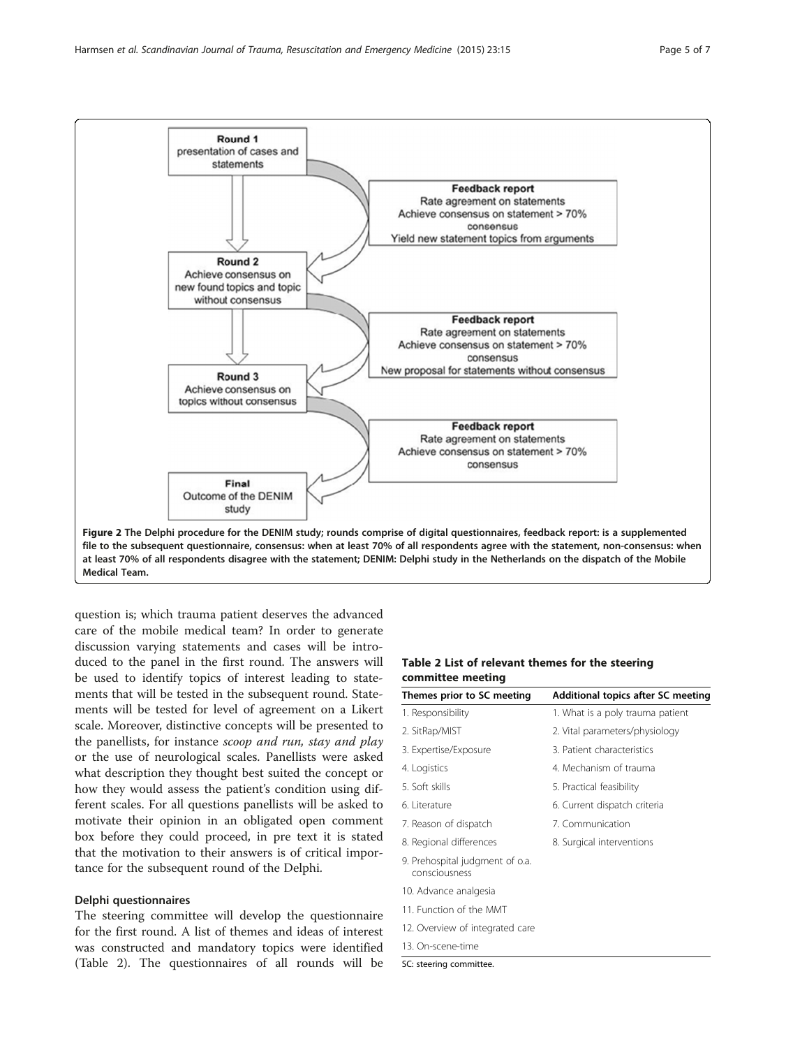**Figure 2** The Delphi procedure for the DENIM study; rounds comprise of digital questionnaires, feedback report: is a supplemented file to the subsequent questionnaire, consensus: when at least 70% of all respondents agree with the statement, non-consensus: when at least 70% of all respondents disagree with the statement; DENIM: Delphi study in the Netherlands on the dispatch of the Mobile Medical Team.

question is; which trauma patient deserves the advanced care of the mobile medical team? In order to generate discussion varying statements and cases will be introduced to the panel in the first round. The answers will be used to identify topics of interest leading to statements that will be tested in the subsequent round. Statements will be tested for level of agreement on a Likert scale. Moreover, distinctive concepts will be presented to the panellists, for instance *scoop and run*, *stay and play* or the use of neurological scales. Panellists were asked what description they thought best suited the concept or how they would assess the patient's condition using different scales. For all questions panellists will be asked to motivate their opinion in an obligated open comment box before they could proceed, in pre text it is stated that the motivation to their answers is of critical importance for the subsequent round of the Delphi.

### Delphi questionnaires

The steering committee will develop the questionnaire for the first round. A list of themes and ideas of interest was constructed and mandatory topics were identified (Table 2). The questionnaires of all rounds will be

**Table 2 List of relevant themes for the steering committee meeting**

| Themes prior to SC meeting | Additional topics after SC meeting |
|---|---|
| 1. Responsibility | 1. What is a poly trauma patient |
| 2. SitRap/MIST | 2. Vital parameters/physiology |
| 3. Expertise/Exposure | 3. Patient characteristics |
| 4. Logistics | 4. Mechanism of trauma |
| 5. Soft skills | 5. Practical feasibility |
| 6. Literature | 6. Current dispatch criteria |
| 7. Reason of dispatch | 7. Communication |
| 8. Regional differences | 8. Surgical interventions |
| 9. Prehospital judgment of o.a. consciousness | |
| 10. Advance analgesia | |
| 11. Function of the MMT | |
| 12. Overview of integrated care | |
| 13. On-scene-time | |

SC: steering committee.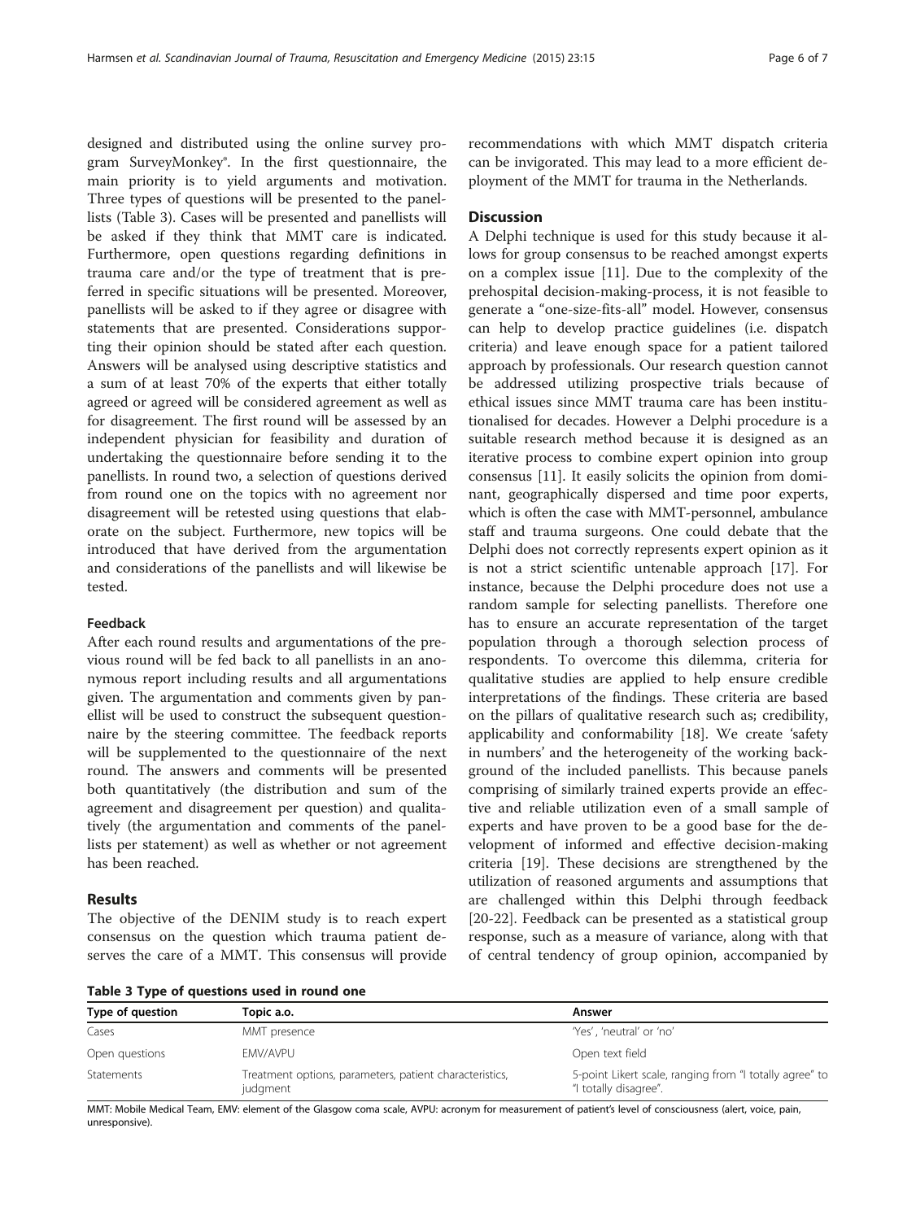designed and distributed using the online survey program SurveyMonkey®. In the first questionnaire, the main priority is to yield arguments and motivation. Three types of questions will be presented to the panellists (Table 3). Cases will be presented and panellists will be asked if they think that MMT care is indicated. Furthermore, open questions regarding definitions in trauma care and/or the type of treatment that is preferred in specific situations will be presented. Moreover, panellists will be asked to if they agree or disagree with statements that are presented. Considerations supporting their opinion should be stated after each question. Answers will be analysed using descriptive statistics and a sum of at least 70% of the experts that either totally agreed or agreed will be considered agreement as well as for disagreement. The first round will be assessed by an independent physician for feasibility and duration of undertaking the questionnaire before sending it to the panellists. In round two, a selection of questions derived from round one on the topics with no agreement nor disagreement will be retested using questions that elaborate on the subject. Furthermore, new topics will be introduced that have derived from the argumentation and considerations of the panellists and will likewise be tested.

### Feedback

After each round results and argumentations of the previous round will be fed back to all panellists in an anonymous report including results and all argumentations given. The argumentation and comments given by panellist will be used to construct the subsequent questionnaire by the steering committee. The feedback reports will be supplemented to the questionnaire of the next round. The answers and comments will be presented both quantitatively (the distribution and sum of the agreement and disagreement per question) and qualitatively (the argumentation and comments of the panellists per statement) as well as whether or not agreement has been reached.

## Results

The objective of the DENIM study is to reach expert consensus on the question which trauma patient deserves the care of a MMT. This consensus will provide recommendations with which MMT dispatch criteria can be invigorated. This may lead to a more efficient deployment of the MMT for trauma in the Netherlands.

## Discussion

A Delphi technique is used for this study because it allows for group consensus to be reached amongst experts on a complex issue [11]. Due to the complexity of the prehospital decision-making-process, it is not feasible to generate a "one-size-fits-all" model. However, consensus can help to develop practice guidelines (i.e. dispatch criteria) and leave enough space for a patient tailored approach by professionals. Our research question cannot be addressed utilizing prospective trials because of ethical issues since MMT trauma care has been institutionalised for decades. However a Delphi procedure is a suitable research method because it is designed as an iterative process to combine expert opinion into group consensus [11]. It easily solicits the opinion from dominant, geographically dispersed and time poor experts, which is often the case with MMT-personnel, ambulance staff and trauma surgeons. One could debate that the Delphi does not correctly represents expert opinion as it is not a strict scientific untenable approach [17]. For instance, because the Delphi procedure does not use a random sample for selecting panellists. Therefore one has to ensure an accurate representation of the target population through a thorough selection process of respondents. To overcome this dilemma, criteria for qualitative studies are applied to help ensure credible interpretations of the findings. These criteria are based on the pillars of qualitative research such as; credibility, applicability and conformability [18]. We create 'safety in numbers' and the heterogeneity of the working background of the included panellists. This because panels comprising of similarly trained experts provide an effective and reliable utilization even of a small sample of experts and have proven to be a good base for the development of informed and effective decision-making criteria [19]. These decisions are strengthened by the utilization of reasoned arguments and assumptions that are challenged within this Delphi through feedback [20-22]. Feedback can be presented as a statistical group response, such as a measure of variance, along with that of central tendency of group opinion, accompanied by

**Table 3 Type of questions used in round one**

| Type of question | Topic a.o. | Answer |
|---|---|---|
| Cases | MMT presence | 'Yes', 'neutral' or 'no' |
| Open questions | EMV/AVPU | Open text field |
| Statements | Treatment options, parameters, patient characteristics, judgment | 5-point Likert scale, ranging from "I totally agree" to "I totally disagree". |

MMT: Mobile Medical Team, EMV: element of the Glasgow coma scale, AVPU: acronym for measurement of patient's level of consciousness (alert, voice, pain, unresponsive).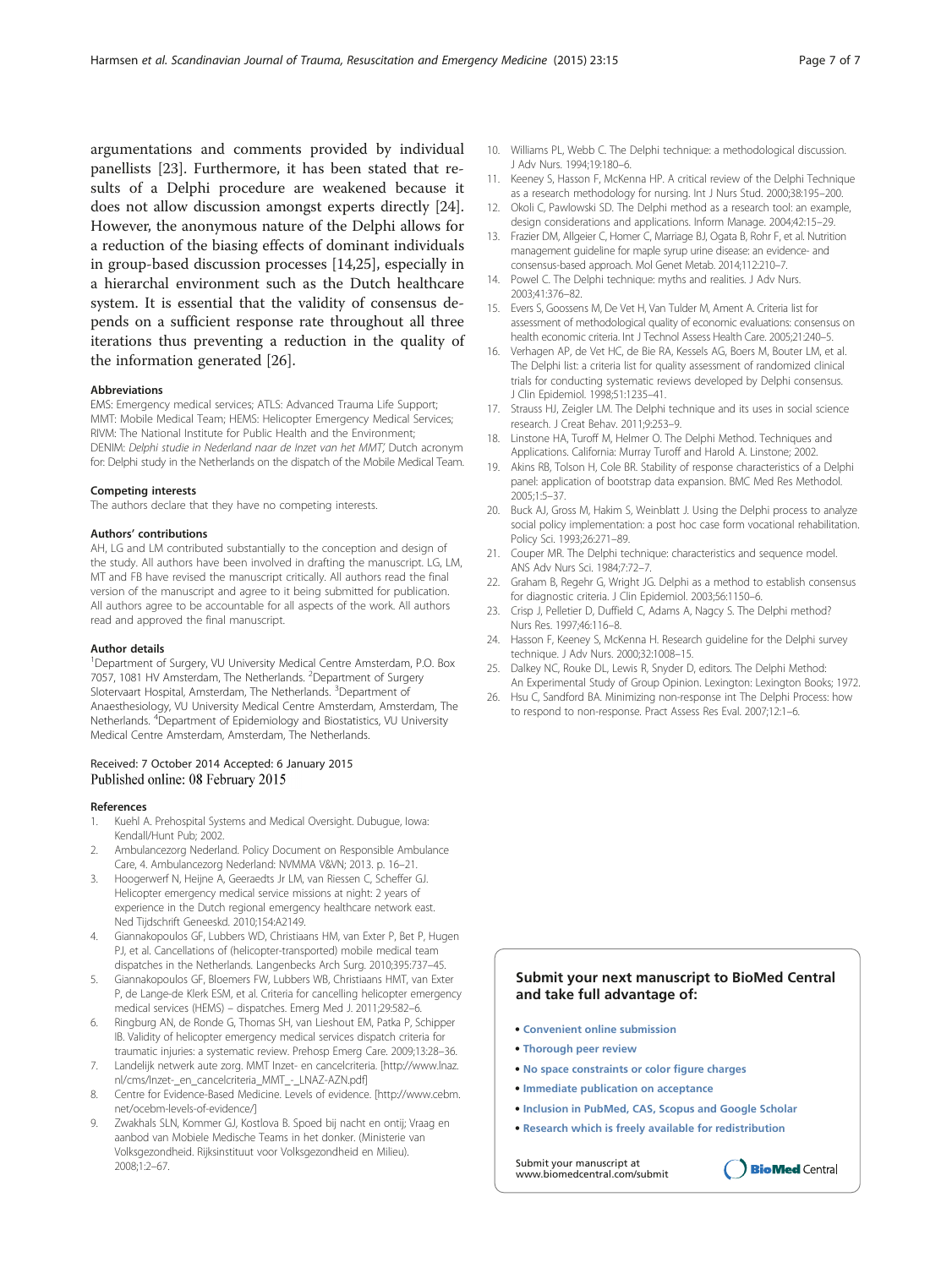argumentations and comments provided by individual panellists [23]. Furthermore, it has been stated that results of a Delphi procedure are weakened because it does not allow discussion amongst experts directly [24]. However, the anonymous nature of the Delphi allows for a reduction of the biasing effects of dominant individuals in group-based discussion processes [14,25], especially in a hierarchal environment such as the Dutch healthcare system. It is essential that the validity of consensus depends on a sufficient response rate throughout all three iterations thus preventing a reduction in the quality of the information generated [26].

#### Abbreviations

EMS: Emergency medical services; ATLS: Advanced Trauma Life Support; MMT: Mobile Medical Team; HEMS: Helicopter Emergency Medical Services; RIVM: The National Institute for Public Health and the Environment; DENIM: *Delphi studie in Nederland naar de Inzet van het MMT*,' Dutch acronym for: Delphi study in the Netherlands on the dispatch of the Mobile Medical Team.

#### Competing interests

The authors declare that they have no competing interests.

#### Authors' contributions

AH, LG and LM contributed substantially to the conception and design of the study. All authors have been involved in drafting the manuscript. LG, LM, MT and FB have revised the manuscript critically. All authors read the final version of the manuscript and agree to it being submitted for publication. All authors agree to be accountable for all aspects of the work. All authors read and approved the final manuscript.

#### Author details

[1]Department of Surgery, VU University Medical Centre Amsterdam, P.O. Box 7057, 1081 HV Amsterdam, The Netherlands. [2]Department of Surgery Slotervaart Hospital, Amsterdam, The Netherlands. [3]Department of Anaesthesiology, VU University Medical Centre Amsterdam, Amsterdam, The Netherlands. [4]Department of Epidemiology and Biostatistics, VU University Medical Centre Amsterdam, Amsterdam, The Netherlands.

Received: 7 October 2014 Accepted: 6 January 2015
Published online: 08 February 2015

#### References

1. Kuehl A. Prehospital Systems and Medical Oversight. Dubugue, Iowa: Kendall/Hunt Pub; 2002.
2. Ambulancezorg Nederland. Policy Document on Responsible Ambulance Care, 4. Ambulancezorg Nederland: NVMMA V&VN; 2013. p. 16–21.
3. Hoogerwerf N, Heijne A, Geeraedts Jr LM, van Riessen C, Scheffer GJ. Helicopter emergency medical service missions at night: 2 years of experience in the Dutch regional emergency healthcare network east. Ned Tijdschrift Geneeskd. 2010;154:A2149.
4. Giannakopoulos GF, Lubbers WD, Christiaans HM, van Exter P, Bet P, Hugen PJ, et al. Cancellations of (helicopter-transported) mobile medical team dispatches in the Netherlands. Langenbecks Arch Surg. 2010;395:737–45.
5. Giannakopoulos GF, Bloemers FW, Lubbers WB, Christiaans HMT, van Exter P, de Lange-de Klerk ESM, et al. Criteria for cancelling helicopter emergency medical services (HEMS) – dispatches. Emerg Med J. 2011;29:582–6.
6. Ringburg AN, de Ronde G, Thomas SH, van Lieshout EM, Patka P, Schipper IB. Validity of helicopter emergency medical services dispatch criteria for traumatic injuries: a systematic review. Prehosp Emerg Care. 2009;13:28–36.
7. Landelijk netwerk aute zorg. MMT Inzet- en cancelcriteria. [http://www.lnaz.nl/cms/Inzet-_en_cancelcriteria_MMT_-_LNAZ-AZN.pdf]
8. Centre for Evidence-Based Medicine. Levels of evidence. [http://www.cebm.net/ocebm-levels-of-evidence/]
9. Zwakhals SLN, Kommer GJ, Kostlova B. Spoed bij nacht en ontij; Vraag en aanbod van Mobiele Medische Teams in het donker. (Ministerie van Volksgezondheid. Rijksinstituut voor Volksgezondheid en Milieu). 2008;1:2–67.
10. Williams PL, Webb C. The Delphi technique: a methodological discussion. J Adv Nurs. 1994;19:180–6.
11. Keeney S, Hasson F, McKenna HP. A critical review of the Delphi Technique as a research methodology for nursing. Int J Nurs Stud. 2000;38:195–200.
12. Okoli C, Pawlowski SD. The Delphi method as a research tool: an example, design considerations and applications. Inform Manage. 2004;42:15–29.
13. Frazier DM, Allgeier C, Homer C, Marriage BJ, Ogata B, Rohr F, et al. Nutrition management guideline for maple syrup urine disease: an evidence- and consensus-based approach. Mol Genet Metab. 2014;112:210–7.
14. Powel C. The Delphi technique: myths and realities. J Adv Nurs. 2003;41:376–82.
15. Evers S, Goossens M, De Vet H, Van Tulder M, Ament A. Criteria list for assessment of methodological quality of economic evaluations: consensus on health economic criteria. Int J Technol Assess Health Care. 2005;21:240–5.
16. Verhagen AP, de Vet HC, de Bie RA, Kessels AG, Boers M, Bouter LM, et al. The Delphi list: a criteria list for quality assessment of randomized clinical trials for conducting systematic reviews developed by Delphi consensus. J Clin Epidemiol. 1998;51:1235–41.
17. Strauss HJ, Zeigler LM. The Delphi technique and its uses in social science research. J Creat Behav. 2011;9:253–9.
18. Linstone HA, Turoff M, Helmer O. The Delphi Method. Techniques and Applications. California: Murray Turoff and Harold A. Linstone; 2002.
19. Akins RB, Tolson H, Cole BR. Stability of response characteristics of a Delphi panel: application of bootstrap data expansion. BMC Med Res Methodol. 2005;1:5–37.
20. Buck AJ, Gross M, Hakim S, Weinblatt J. Using the Delphi process to analyze social policy implementation: a post hoc case form vocational rehabilitation. Policy Sci. 1993;26:271–89.
21. Couper MR. The Delphi technique: characteristics and sequence model. ANS Adv Nurs Sci. 1984;7:72–7.
22. Graham B, Regehr G, Wright JG. Delphi as a method to establish consensus for diagnostic criteria. J Clin Epidemiol. 2003;56:1150–6.
23. Crisp J, Pelletier D, Duffield C, Adams A, Nagcy S. The Delphi method? Nurs Res. 1997;46:116–8.
24. Hasson F, Keeney S, McKenna H. Research guideline for the Delphi survey technique. J Adv Nurs. 2000;32:1008–15.
25. Dalkey NC, Rouke DL, Lewis R, Snyder D, editors. The Delphi Method: An Experimental Study of Group Opinion. Lexington: Lexington Books; 1972.
26. Hsu C, Sandford BA. Minimizing non-response int The Delphi Process: how to respond to non-response. Pract Assess Res Eval. 2007;12:1–6.

**Submit your next manuscript to BioMed Central and take full advantage of:**

- **Convenient online submission**
- **Thorough peer review**
- **No space constraints or color figure charges**
- **Immediate publication on acceptance**
- **Inclusion in PubMed, CAS, Scopus and Google Scholar**
- **Research which is freely available for redistribution**

Submit your manuscript at
www.biomedcentral.com/submit

BioMed Central